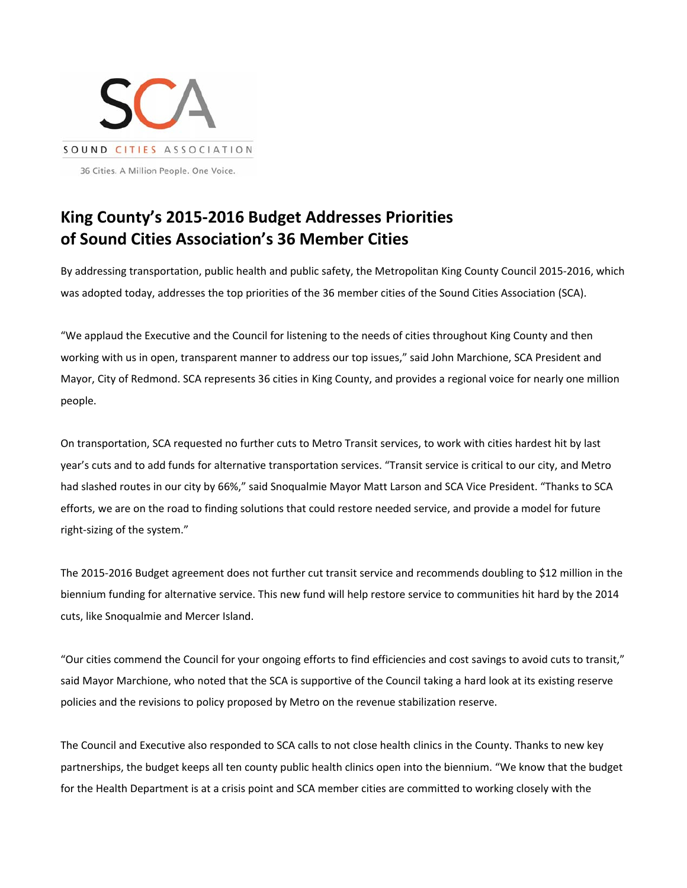SCA

SOUND CITIES ASSOCIATION

36 Cities. A Million People. One Voice.

# King County's 2015-2016 Budget Addresses Priorities of Sound Cities Association's 36 Member Cities

By addressing transportation, public health and public safety, the Metropolitan King County Council 2015-2016, which was adopted today, addresses the top priorities of the 36 member cities of the Sound Cities Association (SCA).

"We applaud the Executive and the Council for listening to the needs of cities throughout King County and then working with us in open, transparent manner to address our top issues," said John Marchione, SCA President and Mayor, City of Redmond. SCA represents 36 cities in King County, and provides a regional voice for nearly one million people.

On transportation, SCA requested no further cuts to Metro Transit services, to work with cities hardest hit by last year's cuts and to add funds for alternative transportation services. "Transit service is critical to our city, and Metro had slashed routes in our city by 66%," said Snoqualmie Mayor Matt Larson and SCA Vice President. "Thanks to SCA efforts, we are on the road to finding solutions that could restore needed service, and provide a model for future right-sizing of the system."

The 2015-2016 Budget agreement does not further cut transit service and recommends doubling to $12 million in the biennium funding for alternative service. This new fund will help restore service to communities hit hard by the 2014 cuts, like Snoqualmie and Mercer Island.

"Our cities commend the Council for your ongoing efforts to find efficiencies and cost savings to avoid cuts to transit," said Mayor Marchione, who noted that the SCA is supportive of the Council taking a hard look at its existing reserve policies and the revisions to policy proposed by Metro on the revenue stabilization reserve.

The Council and Executive also responded to SCA calls to not close health clinics in the County. Thanks to new key partnerships, the budget keeps all ten county public health clinics open into the biennium. "We know that the budget for the Health Department is at a crisis point and SCA member cities are committed to working closely with the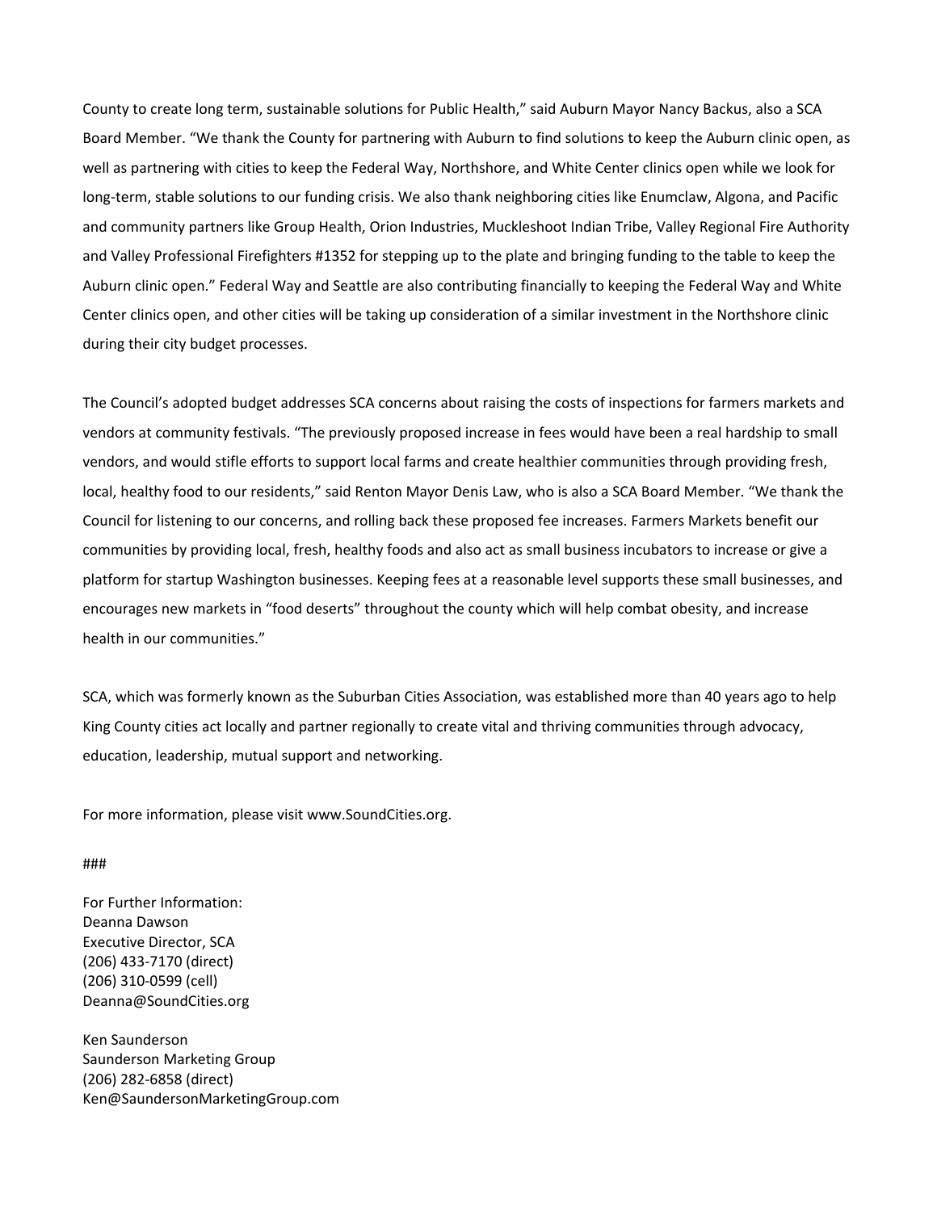County to create long term, sustainable solutions for Public Health," said Auburn Mayor Nancy Backus, also a SCA Board Member. "We thank the County for partnering with Auburn to find solutions to keep the Auburn clinic open, as well as partnering with cities to keep the Federal Way, Northshore, and White Center clinics open while we look for long-term, stable solutions to our funding crisis. We also thank neighboring cities like Enumclaw, Algona, and Pacific and community partners like Group Health, Orion Industries, Muckleshoot Indian Tribe, Valley Regional Fire Authority and Valley Professional Firefighters #1352 for stepping up to the plate and bringing funding to the table to keep the Auburn clinic open." Federal Way and Seattle are also contributing financially to keeping the Federal Way and White Center clinics open, and other cities will be taking up consideration of a similar investment in the Northshore clinic during their city budget processes.

The Council's adopted budget addresses SCA concerns about raising the costs of inspections for farmers markets and vendors at community festivals. "The previously proposed increase in fees would have been a real hardship to small vendors, and would stifle efforts to support local farms and create healthier communities through providing fresh, local, healthy food to our residents," said Renton Mayor Denis Law, who is also a SCA Board Member. "We thank the Council for listening to our concerns, and rolling back these proposed fee increases. Farmers Markets benefit our communities by providing local, fresh, healthy foods and also act as small business incubators to increase or give a platform for startup Washington businesses. Keeping fees at a reasonable level supports these small businesses, and encourages new markets in "food deserts" throughout the county which will help combat obesity, and increase health in our communities."

SCA, which was formerly known as the Suburban Cities Association, was established more than 40 years ago to help King County cities act locally and partner regionally to create vital and thriving communities through advocacy, education, leadership, mutual support and networking.

For more information, please visit www.SoundCities.org.

###

For Further Information:
Deanna Dawson
Executive Director, SCA
(206) 433-7170 (direct)
(206) 310-0599 (cell)
Deanna@SoundCities.org

Ken Saunderson
Saunderson Marketing Group
(206) 282-6858 (direct)
Ken@SaundersonMarketingGroup.com